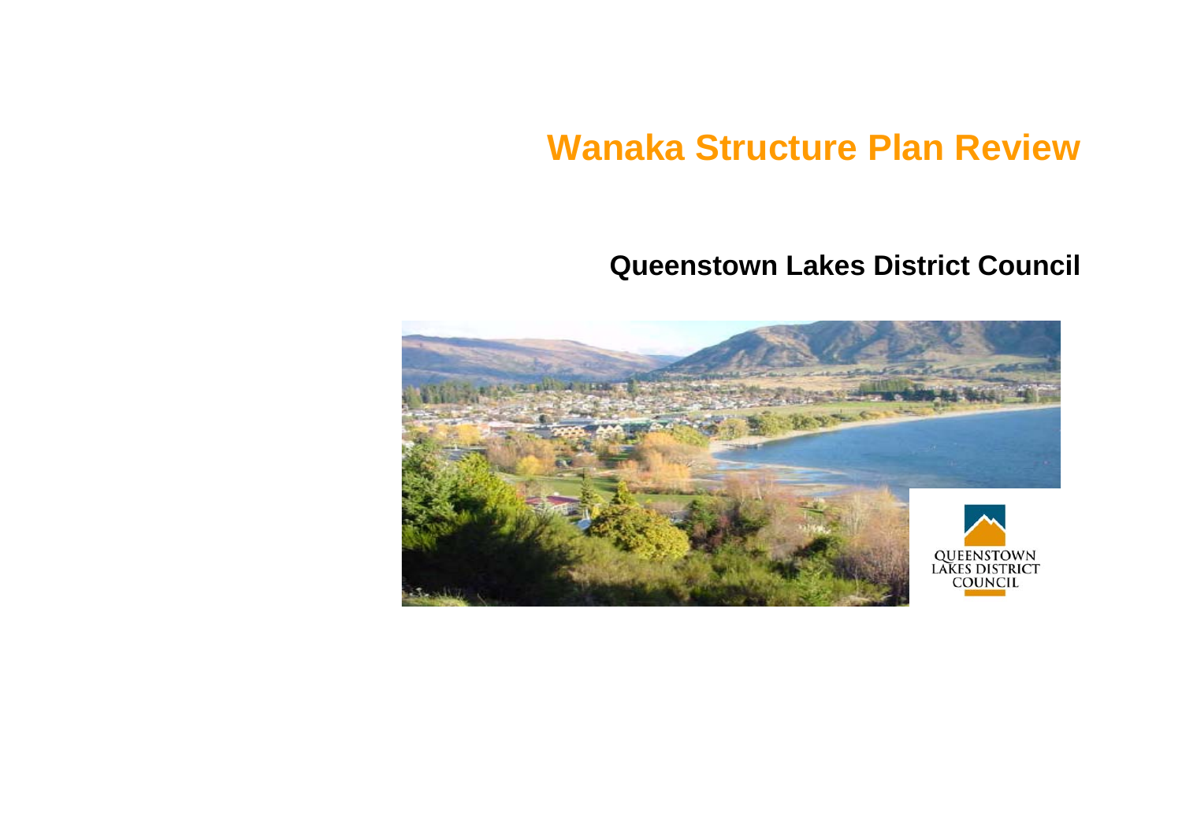# Wanaka Structure Plan Review

## Queenstown Lakes District Council

QUEENSTOWN LAKES DISTRICT COUNCIL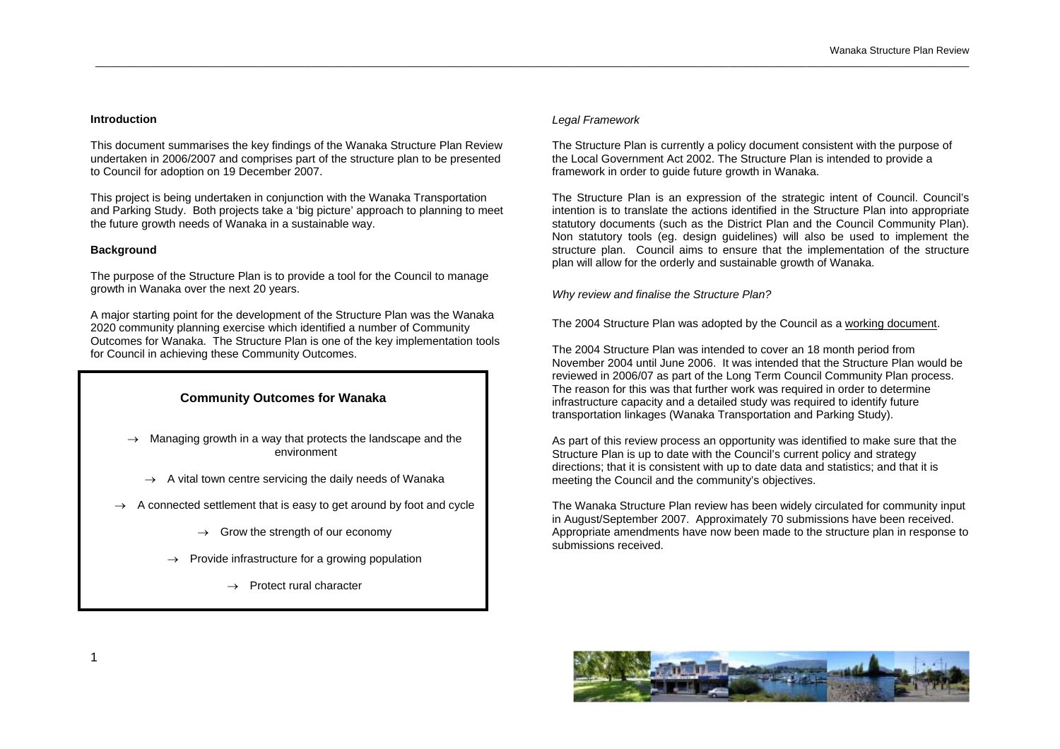## Introduction

This document summarises the key findings of the Wanaka Structure Plan Review undertaken in 2006/2007 and comprises part of the structure plan to be presented to Council for adoption on 19 December 2007.

This project is being undertaken in conjunction with the Wanaka Transportation and Parking Study. Both projects take a 'big picture' approach to planning to meet the future growth needs of Wanaka in a sustainable way.

## Background

The purpose of the Structure Plan is to provide a tool for the Council to manage growth in Wanaka over the next 20 years.

A major starting point for the development of the Structure Plan was the Wanaka 2020 community planning exercise which identified a number of Community Outcomes for Wanaka. The Structure Plan is one of the key implementation tools for Council in achieving these Community Outcomes.

### Community Outcomes for Wanaka

- → Managing growth in a way that protects the landscape and the environment
- → A vital town centre servicing the daily needs of Wanaka
- → A connected settlement that is easy to get around by foot and cycle
- → Grow the strength of our economy
- → Provide infrastructure for a growing population
- → Protect rural character

*Legal Framework*

The Structure Plan is currently a policy document consistent with the purpose of the Local Government Act 2002. The Structure Plan is intended to provide a framework in order to guide future growth in Wanaka.

The Structure Plan is an expression of the strategic intent of Council. Council's intention is to translate the actions identified in the Structure Plan into appropriate statutory documents (such as the District Plan and the Council Community Plan). Non statutory tools (eg. design guidelines) will also be used to implement the structure plan. Council aims to ensure that the implementation of the structure plan will allow for the orderly and sustainable growth of Wanaka.

*Why review and finalise the Structure Plan?*

The 2004 Structure Plan was adopted by the Council as a working document.

The 2004 Structure Plan was intended to cover an 18 month period from November 2004 until June 2006. It was intended that the Structure Plan would be reviewed in 2006/07 as part of the Long Term Council Community Plan process. The reason for this was that further work was required in order to determine infrastructure capacity and a detailed study was required to identify future transportation linkages (Wanaka Transportation and Parking Study).

As part of this review process an opportunity was identified to make sure that the Structure Plan is up to date with the Council's current policy and strategy directions; that it is consistent with up to date data and statistics; and that it is meeting the Council and the community's objectives.

The Wanaka Structure Plan review has been widely circulated for community input in August/September 2007. Approximately 70 submissions have been received. Appropriate amendments have now been made to the structure plan in response to submissions received.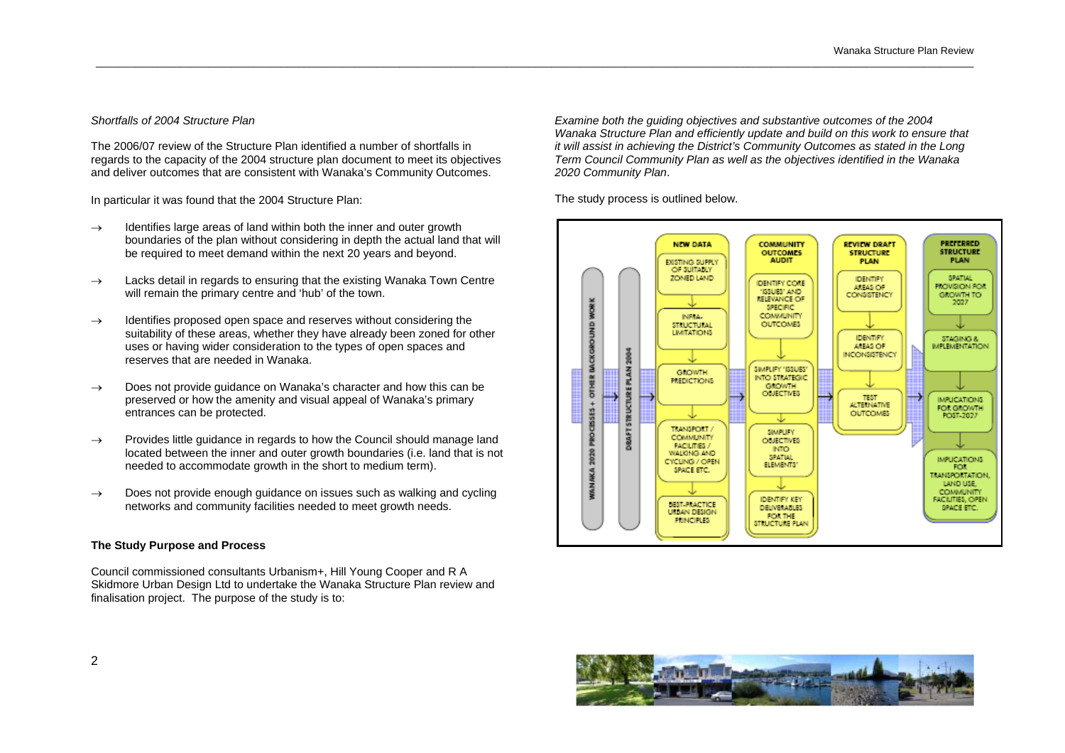*Shortfalls of 2004 Structure Plan*

The 2006/07 review of the Structure Plan identified a number of shortfalls in regards to the capacity of the 2004 structure plan document to meet its objectives and deliver outcomes that are consistent with Wanaka's Community Outcomes.

In particular it was found that the 2004 Structure Plan:

- → Identifies large areas of land within both the inner and outer growth boundaries of the plan without considering in depth the actual land that will be required to meet demand within the next 20 years and beyond.
- → Lacks detail in regards to ensuring that the existing Wanaka Town Centre will remain the primary centre and 'hub' of the town.
- → Identifies proposed open space and reserves without considering the suitability of these areas, whether they have already been zoned for other uses or having wider consideration to the types of open spaces and reserves that are needed in Wanaka.
- → Does not provide guidance on Wanaka's character and how this can be preserved or how the amenity and visual appeal of Wanaka's primary entrances can be protected.
- → Provides little guidance in regards to how the Council should manage land located between the inner and outer growth boundaries (i.e. land that is not needed to accommodate growth in the short to medium term).
- → Does not provide enough guidance on issues such as walking and cycling networks and community facilities needed to meet growth needs.

**The Study Purpose and Process**

Council commissioned consultants Urbanism+, Hill Young Cooper and R A Skidmore Urban Design Ltd to undertake the Wanaka Structure Plan review and finalisation project. The purpose of the study is to:

*Examine both the guiding objectives and substantive outcomes of the 2004 Wanaka Structure Plan and efficiently update and build on this work to ensure that it will assist in achieving the District's Community Outcomes as stated in the Long Term Council Community Plan as well as the objectives identified in the Wanaka 2020 Community Plan.*

The study process is outlined below.

WANAKA 2020 PROCESSES + OTHER BACKGROUND WORK

DRAFT STRUCTURE PLAN 2004

**NEW DATA**
- EXISTING SUPPLY OF SUITABLY ZONED LAND
- INFRA-STRUCTURAL LIMITATIONS
- GROWTH PREDICTIONS
- TRANSPORT / COMMUNITY FACILITIES / WALKING AND CYCLING / OPEN SPACE ETC.
- BEST-PRACTICE URBAN DESIGN PRINCIPLES

**COMMUNITY OUTCOMES AUDIT**
- IDENTIFY CORE 'ISSUES' AND RELEVANCE OF SPECIFIC COMMUNITY OUTCOMES
- SIMPLIFY 'ISSUES' INTO STRATEGIC GROWTH OBJECTIVES
- SIMPLIFY OBJECTIVES INTO SPATIAL ELEMENTS'
- IDENTIFY KEY DELIVERABLES FOR THE STRUCTURE PLAN

**REVIEW DRAFT STRUCTURE PLAN**
- IDENTIFY AREAS OF CONSISTENCY
- IDENTIFY AREAS OF INCONSISTENCY
- TEST ALTERNATIVE OUTCOMES

**PREFERRED STRUCTURE PLAN**
- SPATIAL PROVISION FOR GROWTH TO 2027
- STAGING & IMPLEMENTATION
- IMPLICATIONS FOR GROWTH POST-2027
- IMPLICATIONS FOR TRANSPORTATION, LAND USE, COMMUNITY FACILITIES, OPEN SPACE ETC.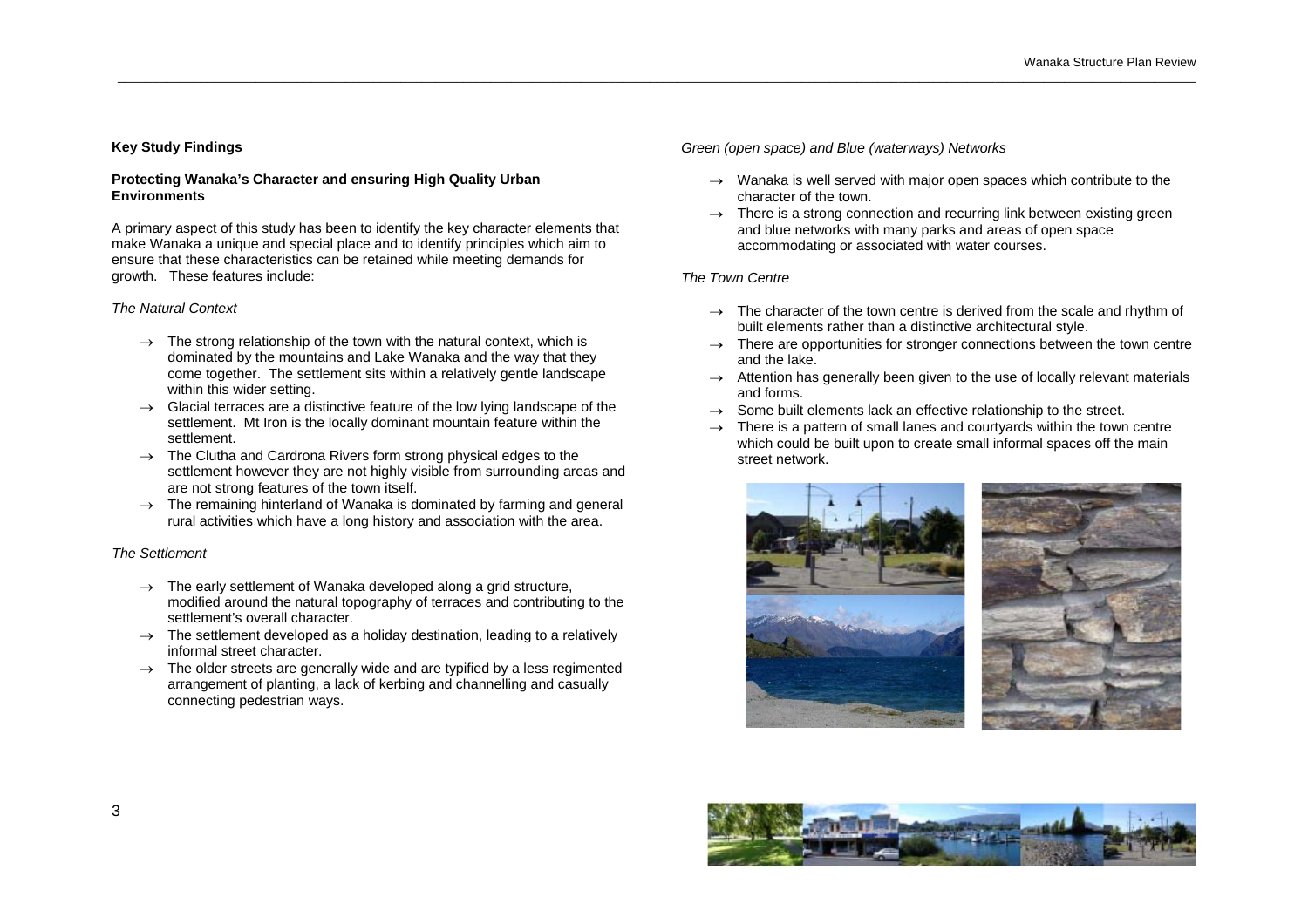**Key Study Findings**

**Protecting Wanaka's Character and ensuring High Quality Urban Environments**

A primary aspect of this study has been to identify the key character elements that make Wanaka a unique and special place and to identify principles which aim to ensure that these characteristics can be retained while meeting demands for growth. These features include:

*The Natural Context*

- → The strong relationship of the town with the natural context, which is dominated by the mountains and Lake Wanaka and the way that they come together. The settlement sits within a relatively gentle landscape within this wider setting.
- → Glacial terraces are a distinctive feature of the low lying landscape of the settlement. Mt Iron is the locally dominant mountain feature within the settlement.
- → The Clutha and Cardrona Rivers form strong physical edges to the settlement however they are not highly visible from surrounding areas and are not strong features of the town itself.
- → The remaining hinterland of Wanaka is dominated by farming and general rural activities which have a long history and association with the area.

*The Settlement*

- → The early settlement of Wanaka developed along a grid structure, modified around the natural topography of terraces and contributing to the settlement's overall character.
- → The settlement developed as a holiday destination, leading to a relatively informal street character.
- → The older streets are generally wide and are typified by a less regimented arrangement of planting, a lack of kerbing and channelling and casually connecting pedestrian ways.

*Green (open space) and Blue (waterways) Networks*

- → Wanaka is well served with major open spaces which contribute to the character of the town.
- → There is a strong connection and recurring link between existing green and blue networks with many parks and areas of open space accommodating or associated with water courses.

*The Town Centre*

- → The character of the town centre is derived from the scale and rhythm of built elements rather than a distinctive architectural style.
- → There are opportunities for stronger connections between the town centre and the lake.
- → Attention has generally been given to the use of locally relevant materials and forms.
- → Some built elements lack an effective relationship to the street.
- → There is a pattern of small lanes and courtyards within the town centre which could be built upon to create small informal spaces off the main street network.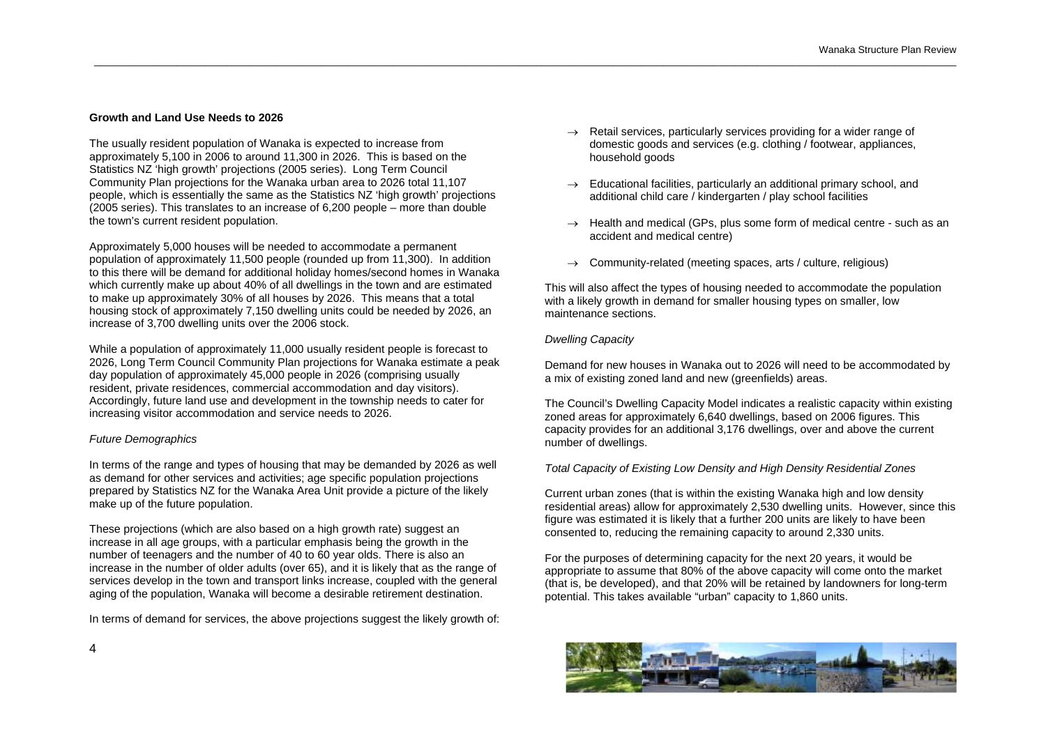**Growth and Land Use Needs to 2026**

The usually resident population of Wanaka is expected to increase from approximately 5,100 in 2006 to around 11,300 in 2026. This is based on the Statistics NZ 'high growth' projections (2005 series). Long Term Council Community Plan projections for the Wanaka urban area to 2026 total 11,107 people, which is essentially the same as the Statistics NZ 'high growth' projections (2005 series). This translates to an increase of 6,200 people – more than double the town's current resident population.

Approximately 5,000 houses will be needed to accommodate a permanent population of approximately 11,500 people (rounded up from 11,300). In addition to this there will be demand for additional holiday homes/second homes in Wanaka which currently make up about 40% of all dwellings in the town and are estimated to make up approximately 30% of all houses by 2026. This means that a total housing stock of approximately 7,150 dwelling units could be needed by 2026, an increase of 3,700 dwelling units over the 2006 stock.

While a population of approximately 11,000 usually resident people is forecast to 2026, Long Term Council Community Plan projections for Wanaka estimate a peak day population of approximately 45,000 people in 2026 (comprising usually resident, private residences, commercial accommodation and day visitors). Accordingly, future land use and development in the township needs to cater for increasing visitor accommodation and service needs to 2026.

*Future Demographics*

In terms of the range and types of housing that may be demanded by 2026 as well as demand for other services and activities; age specific population projections prepared by Statistics NZ for the Wanaka Area Unit provide a picture of the likely make up of the future population.

These projections (which are also based on a high growth rate) suggest an increase in all age groups, with a particular emphasis being the growth in the number of teenagers and the number of 40 to 60 year olds. There is also an increase in the number of older adults (over 65), and it is likely that as the range of services develop in the town and transport links increase, coupled with the general aging of the population, Wanaka will become a desirable retirement destination.

In terms of demand for services, the above projections suggest the likely growth of:

- → Retail services, particularly services providing for a wider range of domestic goods and services (e.g. clothing / footwear, appliances, household goods
- → Educational facilities, particularly an additional primary school, and additional child care / kindergarten / play school facilities
- → Health and medical (GPs, plus some form of medical centre - such as an accident and medical centre)
- → Community-related (meeting spaces, arts / culture, religious)

This will also affect the types of housing needed to accommodate the population with a likely growth in demand for smaller housing types on smaller, low maintenance sections.

*Dwelling Capacity*

Demand for new houses in Wanaka out to 2026 will need to be accommodated by a mix of existing zoned land and new (greenfields) areas.

The Council's Dwelling Capacity Model indicates a realistic capacity within existing zoned areas for approximately 6,640 dwellings, based on 2006 figures. This capacity provides for an additional 3,176 dwellings, over and above the current number of dwellings.

*Total Capacity of Existing Low Density and High Density Residential Zones*

Current urban zones (that is within the existing Wanaka high and low density residential areas) allow for approximately 2,530 dwelling units. However, since this figure was estimated it is likely that a further 200 units are likely to have been consented to, reducing the remaining capacity to around 2,330 units.

For the purposes of determining capacity for the next 20 years, it would be appropriate to assume that 80% of the above capacity will come onto the market (that is, be developed), and that 20% will be retained by landowners for long-term potential. This takes available "urban" capacity to 1,860 units.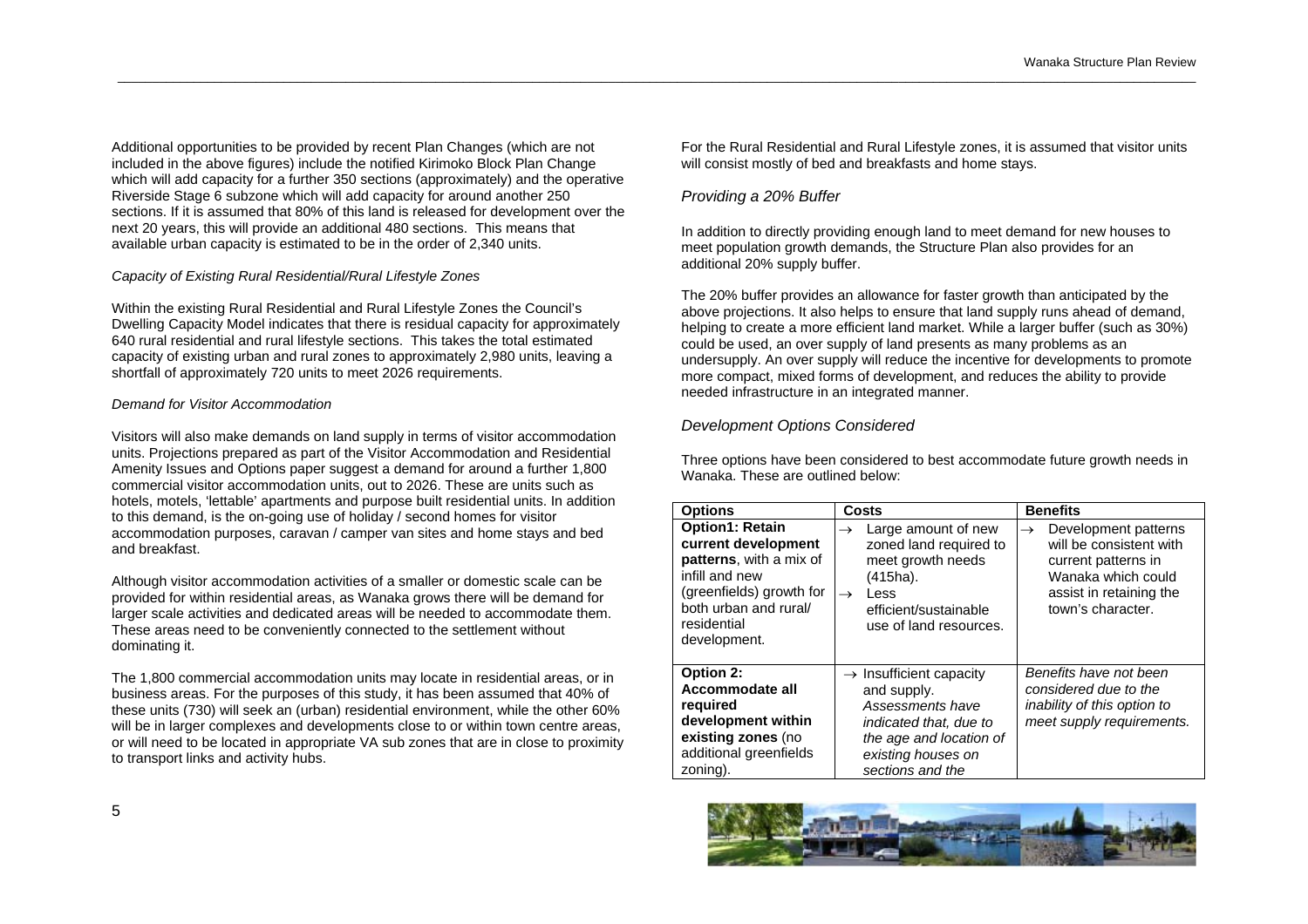Additional opportunities to be provided by recent Plan Changes (which are not included in the above figures) include the notified Kirimoko Block Plan Change which will add capacity for a further 350 sections (approximately) and the operative Riverside Stage 6 subzone which will add capacity for around another 250 sections. If it is assumed that 80% of this land is released for development over the next 20 years, this will provide an additional 480 sections. This means that available urban capacity is estimated to be in the order of 2,340 units.

*Capacity of Existing Rural Residential/Rural Lifestyle Zones*

Within the existing Rural Residential and Rural Lifestyle Zones the Council's Dwelling Capacity Model indicates that there is residual capacity for approximately 640 rural residential and rural lifestyle sections. This takes the total estimated capacity of existing urban and rural zones to approximately 2,980 units, leaving a shortfall of approximately 720 units to meet 2026 requirements.

*Demand for Visitor Accommodation*

Visitors will also make demands on land supply in terms of visitor accommodation units. Projections prepared as part of the Visitor Accommodation and Residential Amenity Issues and Options paper suggest a demand for around a further 1,800 commercial visitor accommodation units, out to 2026. These are units such as hotels, motels, 'lettable' apartments and purpose built residential units. In addition to this demand, is the on-going use of holiday / second homes for visitor accommodation purposes, caravan / camper van sites and home stays and bed and breakfast.

Although visitor accommodation activities of a smaller or domestic scale can be provided for within residential areas, as Wanaka grows there will be demand for larger scale activities and dedicated areas will be needed to accommodate them. These areas need to be conveniently connected to the settlement without dominating it.

The 1,800 commercial accommodation units may locate in residential areas, or in business areas. For the purposes of this study, it has been assumed that 40% of these units (730) will seek an (urban) residential environment, while the other 60% will be in larger complexes and developments close to or within town centre areas, or will need to be located in appropriate VA sub zones that are in close to proximity to transport links and activity hubs.

For the Rural Residential and Rural Lifestyle zones, it is assumed that visitor units will consist mostly of bed and breakfasts and home stays.

## *Providing a 20% Buffer*

In addition to directly providing enough land to meet demand for new houses to meet population growth demands, the Structure Plan also provides for an additional 20% supply buffer.

The 20% buffer provides an allowance for faster growth than anticipated by the above projections. It also helps to ensure that land supply runs ahead of demand, helping to create a more efficient land market. While a larger buffer (such as 30%) could be used, an over supply of land presents as many problems as an undersupply. An over supply will reduce the incentive for developments to promote more compact, mixed forms of development, and reduces the ability to provide needed infrastructure in an integrated manner.

## *Development Options Considered*

Three options have been considered to best accommodate future growth needs in Wanaka. These are outlined below:

| Options | Costs | Benefits |
|---|---|---|
| **Option1: Retain current development patterns**, with a mix of infill and new (greenfields) growth for both urban and rural/ residential development. | → Large amount of new zoned land required to meet growth needs (415ha).<br>→ Less efficient/sustainable use of land resources. | → Development patterns will be consistent with current patterns in Wanaka which could assist in retaining the town's character. |
| **Option 2: Accommodate all required development within existing zones** (no additional greenfields zoning). | → Insufficient capacity and supply. *Assessments have indicated that, due to the age and location of existing houses on sections and the* | *Benefits have not been considered due to the inability of this option to meet supply requirements.* |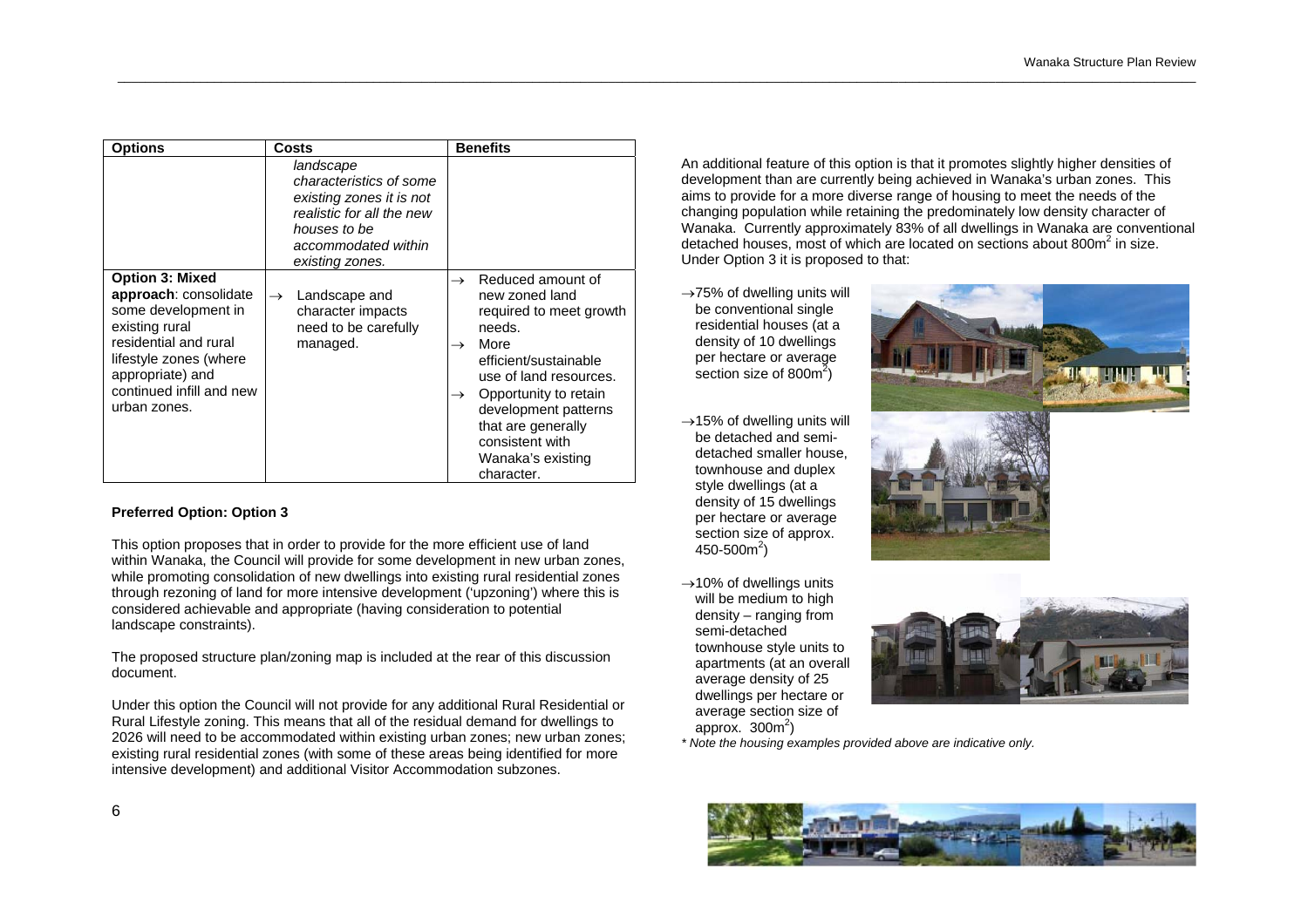| Options | Costs | Benefits |
|---|---|---|
| | *landscape characteristics of some existing zones it is not realistic for all the new houses to be accommodated within existing zones.* | |
| **Option 3: Mixed approach**: consolidate some development in existing rural residential and rural lifestyle zones (where appropriate) and continued infill and new urban zones. | → Landscape and character impacts need to be carefully managed. | → Reduced amount of new zoned land required to meet growth needs.<br>→ More efficient/sustainable use of land resources.<br>→ Opportunity to retain development patterns that are generally consistent with Wanaka's existing character. |

**Preferred Option: Option 3**

This option proposes that in order to provide for the more efficient use of land within Wanaka, the Council will provide for some development in new urban zones, while promoting consolidation of new dwellings into existing rural residential zones through rezoning of land for more intensive development ('upzoning') where this is considered achievable and appropriate (having consideration to potential landscape constraints).

The proposed structure plan/zoning map is included at the rear of this discussion document.

Under this option the Council will not provide for any additional Rural Residential or Rural Lifestyle zoning. This means that all of the residual demand for dwellings to 2026 will need to be accommodated within existing urban zones; new urban zones; existing rural residential zones (with some of these areas being identified for more intensive development) and additional Visitor Accommodation subzones.

An additional feature of this option is that it promotes slightly higher densities of development than are currently being achieved in Wanaka's urban zones. This aims to provide for a more diverse range of housing to meet the needs of the changing population while retaining the predominately low density character of Wanaka. Currently approximately 83% of all dwellings in Wanaka are conventional detached houses, most of which are located on sections about 800m$^2$ in size. Under Option 3 it is proposed to that:

- →75% of dwelling units will be conventional single residential houses (at a density of 10 dwellings per hectare or average section size of 800m$^2$)
- →15% of dwelling units will be detached and semi-detached smaller house, townhouse and duplex style dwellings (at a density of 15 dwellings per hectare or average section size of approx. 450-500m$^2$)
- →10% of dwellings units will be medium to high density – ranging from semi-detached townhouse style units to apartments (at an overall average density of 25 dwellings per hectare or average section size of approx. 300m$^2$)

*\* Note the housing examples provided above are indicative only.*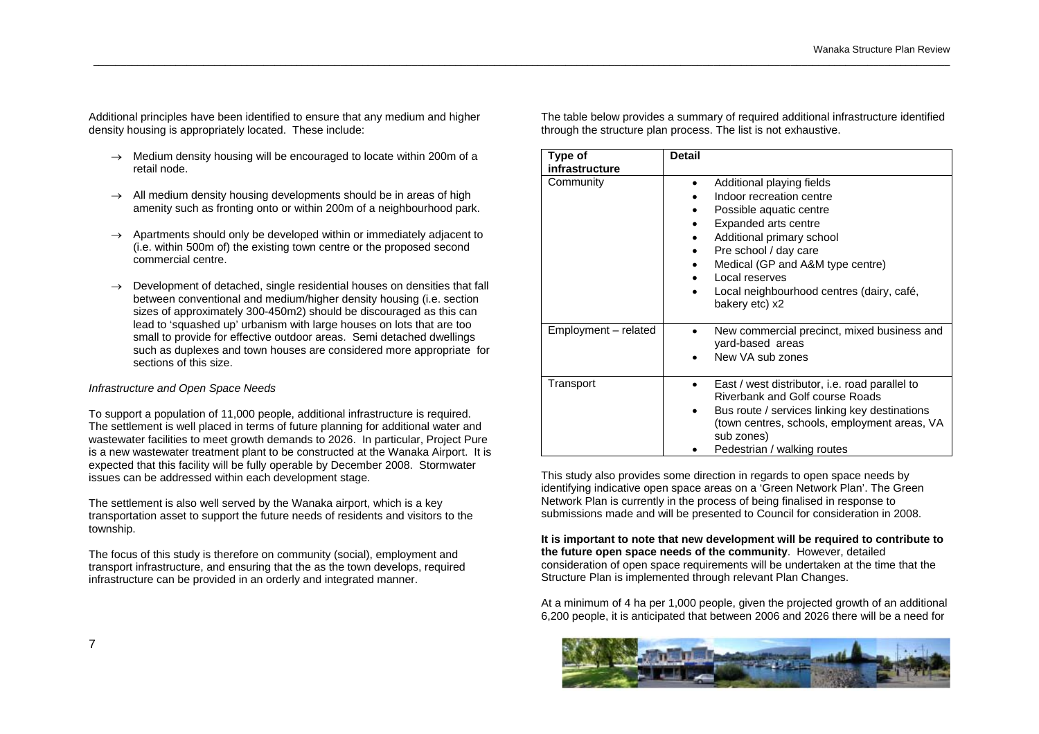Additional principles have been identified to ensure that any medium and higher density housing is appropriately located. These include:

- → Medium density housing will be encouraged to locate within 200m of a retail node.
- → All medium density housing developments should be in areas of high amenity such as fronting onto or within 200m of a neighbourhood park.
- → Apartments should only be developed within or immediately adjacent to (i.e. within 500m of) the existing town centre or the proposed second commercial centre.
- → Development of detached, single residential houses on densities that fall between conventional and medium/higher density housing (i.e. section sizes of approximately 300-450m2) should be discouraged as this can lead to 'squashed up' urbanism with large houses on lots that are too small to provide for effective outdoor areas. Semi detached dwellings such as duplexes and town houses are considered more appropriate for sections of this size.

*Infrastructure and Open Space Needs*

To support a population of 11,000 people, additional infrastructure is required. The settlement is well placed in terms of future planning for additional water and wastewater facilities to meet growth demands to 2026. In particular, Project Pure is a new wastewater treatment plant to be constructed at the Wanaka Airport. It is expected that this facility will be fully operable by December 2008. Stormwater issues can be addressed within each development stage.

The settlement is also well served by the Wanaka airport, which is a key transportation asset to support the future needs of residents and visitors to the township.

The focus of this study is therefore on community (social), employment and transport infrastructure, and ensuring that the as the town develops, required infrastructure can be provided in an orderly and integrated manner.

The table below provides a summary of required additional infrastructure identified through the structure plan process. The list is not exhaustive.

| Type of infrastructure | Detail |
|---|---|
| Community | • Additional playing fields<br>• Indoor recreation centre<br>• Possible aquatic centre<br>• Expanded arts centre<br>• Additional primary school<br>• Pre school / day care<br>• Medical (GP and A&M type centre)<br>• Local reserves<br>• Local neighbourhood centres (dairy, café, bakery etc) x2 |
| Employment – related | • New commercial precinct, mixed business and yard-based areas<br>• New VA sub zones |
| Transport | • East / west distributor, i.e. road parallel to Riverbank and Golf course Roads<br>• Bus route / services linking key destinations (town centres, schools, employment areas, VA sub zones)<br>• Pedestrian / walking routes |

This study also provides some direction in regards to open space needs by identifying indicative open space areas on a 'Green Network Plan'. The Green Network Plan is currently in the process of being finalised in response to submissions made and will be presented to Council for consideration in 2008.

**It is important to note that new development will be required to contribute to the future open space needs of the community**. However, detailed consideration of open space requirements will be undertaken at the time that the Structure Plan is implemented through relevant Plan Changes.

At a minimum of 4 ha per 1,000 people, given the projected growth of an additional 6,200 people, it is anticipated that between 2006 and 2026 there will be a need for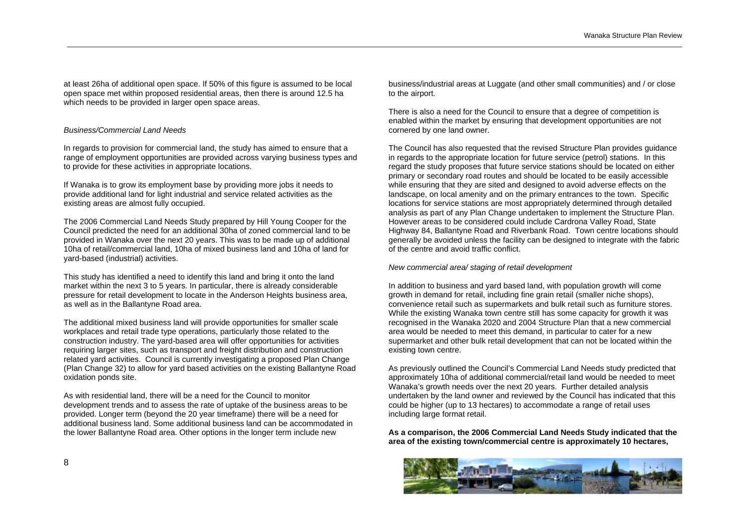at least 26ha of additional open space. If 50% of this figure is assumed to be local open space met within proposed residential areas, then there is around 12.5 ha which needs to be provided in larger open space areas.

*Business/Commercial Land Needs*

In regards to provision for commercial land, the study has aimed to ensure that a range of employment opportunities are provided across varying business types and to provide for these activities in appropriate locations.

If Wanaka is to grow its employment base by providing more jobs it needs to provide additional land for light industrial and service related activities as the existing areas are almost fully occupied.

The 2006 Commercial Land Needs Study prepared by Hill Young Cooper for the Council predicted the need for an additional 30ha of zoned commercial land to be provided in Wanaka over the next 20 years. This was to be made up of additional 10ha of retail/commercial land, 10ha of mixed business land and 10ha of land for yard-based (industrial) activities.

This study has identified a need to identify this land and bring it onto the land market within the next 3 to 5 years. In particular, there is already considerable pressure for retail development to locate in the Anderson Heights business area, as well as in the Ballantyne Road area.

The additional mixed business land will provide opportunities for smaller scale workplaces and retail trade type operations, particularly those related to the construction industry. The yard-based area will offer opportunities for activities requiring larger sites, such as transport and freight distribution and construction related yard activities. Council is currently investigating a proposed Plan Change (Plan Change 32) to allow for yard based activities on the existing Ballantyne Road oxidation ponds site.

As with residential land, there will be a need for the Council to monitor development trends and to assess the rate of uptake of the business areas to be provided. Longer term (beyond the 20 year timeframe) there will be a need for additional business land. Some additional business land can be accommodated in the lower Ballantyne Road area. Other options in the longer term include new business/industrial areas at Luggate (and other small communities) and / or close to the airport.

There is also a need for the Council to ensure that a degree of competition is enabled within the market by ensuring that development opportunities are not cornered by one land owner.

The Council has also requested that the revised Structure Plan provides guidance in regards to the appropriate location for future service (petrol) stations. In this regard the study proposes that future service stations should be located on either primary or secondary road routes and should be located to be easily accessible while ensuring that they are sited and designed to avoid adverse effects on the landscape, on local amenity and on the primary entrances to the town. Specific locations for service stations are most appropriately determined through detailed analysis as part of any Plan Change undertaken to implement the Structure Plan. However areas to be considered could include Cardrona Valley Road, State Highway 84, Ballantyne Road and Riverbank Road. Town centre locations should generally be avoided unless the facility can be designed to integrate with the fabric of the centre and avoid traffic conflict.

*New commercial area/ staging of retail development*

In addition to business and yard based land, with population growth will come growth in demand for retail, including fine grain retail (smaller niche shops), convenience retail such as supermarkets and bulk retail such as furniture stores. While the existing Wanaka town centre still has some capacity for growth it was recognised in the Wanaka 2020 and 2004 Structure Plan that a new commercial area would be needed to meet this demand, in particular to cater for a new supermarket and other bulk retail development that can not be located within the existing town centre.

As previously outlined the Council's Commercial Land Needs study predicted that approximately 10ha of additional commercial/retail land would be needed to meet Wanaka's growth needs over the next 20 years. Further detailed analysis undertaken by the land owner and reviewed by the Council has indicated that this could be higher (up to 13 hectares) to accommodate a range of retail uses including large format retail.

**As a comparison, the 2006 Commercial Land Needs Study indicated that the area of the existing town/commercial centre is approximately 10 hectares,**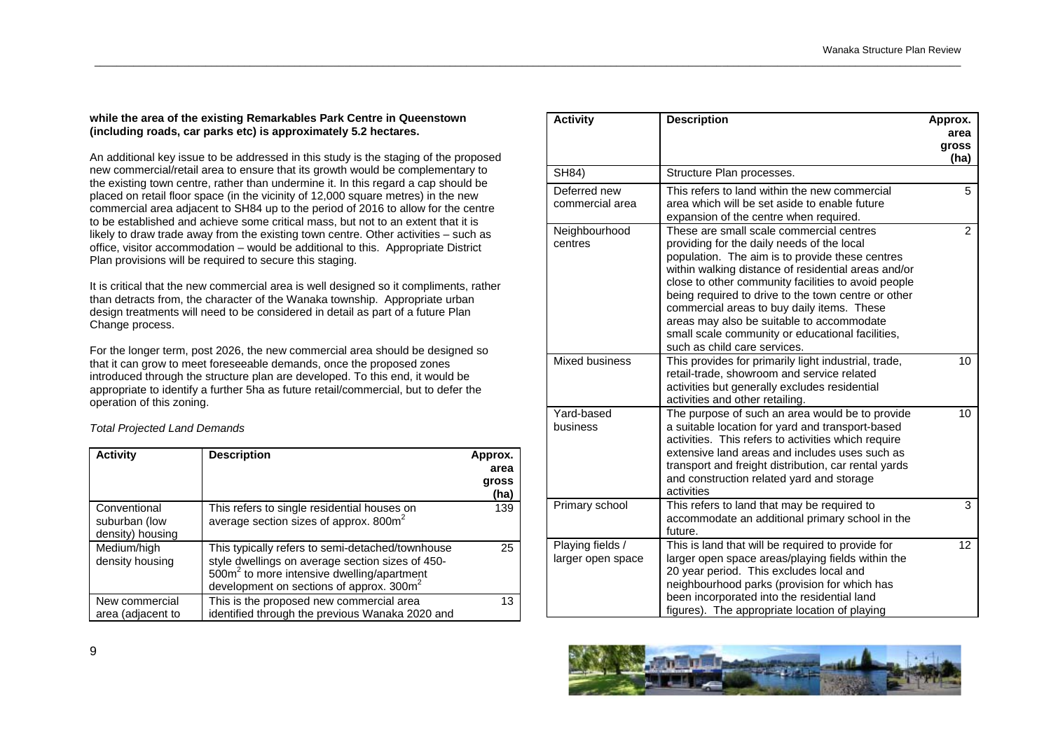**while the area of the existing Remarkables Park Centre in Queenstown (including roads, car parks etc) is approximately 5.2 hectares.**

An additional key issue to be addressed in this study is the staging of the proposed new commercial/retail area to ensure that its growth would be complementary to the existing town centre, rather than undermine it. In this regard a cap should be placed on retail floor space (in the vicinity of 12,000 square metres) in the new commercial area adjacent to SH84 up to the period of 2016 to allow for the centre to be established and achieve some critical mass, but not to an extent that it is likely to draw trade away from the existing town centre. Other activities – such as office, visitor accommodation – would be additional to this. Appropriate District Plan provisions will be required to secure this staging.

It is critical that the new commercial area is well designed so it compliments, rather than detracts from, the character of the Wanaka township. Appropriate urban design treatments will need to be considered in detail as part of a future Plan Change process.

For the longer term, post 2026, the new commercial area should be designed so that it can grow to meet foreseeable demands, once the proposed zones introduced through the structure plan are developed. To this end, it would be appropriate to identify a further 5ha as future retail/commercial, but to defer the operation of this zoning.

*Total Projected Land Demands*

| Activity | Description | Approx. area gross (ha) |
|---|---|---|
| Conventional suburban (low density) housing | This refers to single residential houses on average section sizes of approx. 800m² | 139 |
| Medium/high density housing | This typically refers to semi-detached/townhouse style dwellings on average section sizes of 450-500m² to more intensive dwelling/apartment development on sections of approx. 300m² | 25 |
| New commercial area (adjacent to SH84) | This is the proposed new commercial area identified through the previous Wanaka 2020 and Structure Plan processes. | 13 |
| Deferred new commercial area | This refers to land within the new commercial area which will be set aside to enable future expansion of the centre when required. | 5 |
| Neighbourhood centres | These are small scale commercial centres providing for the daily needs of the local population. The aim is to provide these centres within walking distance of residential areas and/or close to other community facilities to avoid people being required to drive to the town centre or other commercial areas to buy daily items. These areas may also be suitable to accommodate small scale community or educational facilities, such as child care services. | 2 |
| Mixed business | This provides for primarily light industrial, trade, retail-trade, showroom and service related activities but generally excludes residential activities and other retailing. | 10 |
| Yard-based business | The purpose of such an area would be to provide a suitable location for yard and transport-based activities. This refers to activities which require extensive land areas and includes uses such as transport and freight distribution, car rental yards and construction related yard and storage activities | 10 |
| Primary school | This refers to land that may be required to accommodate an additional primary school in the future. | 3 |
| Playing fields / larger open space | This is land that will be required to provide for larger open space areas/playing fields within the 20 year period. This excludes local and neighbourhood parks (provision for which has been incorporated into the residential land figures). The appropriate location of playing | 12 |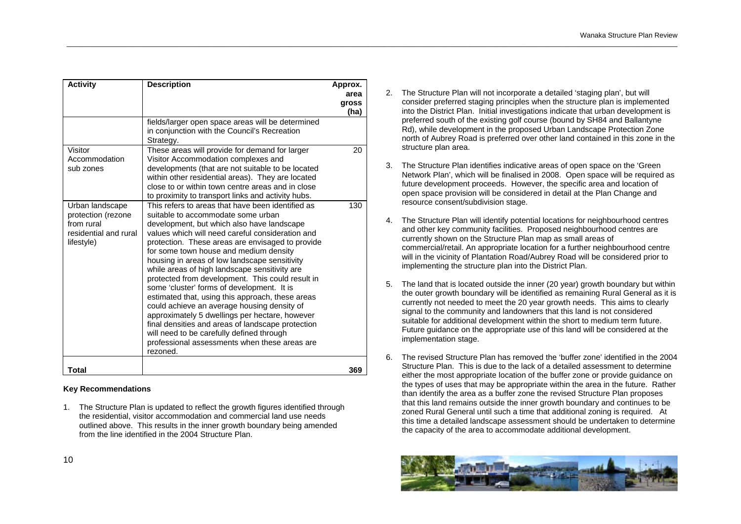| Activity | Description | Approx. area gross (ha) |
|---|---|---|
| | fields/larger open space areas will be determined in conjunction with the Council's Recreation Strategy. | |
| Visitor Accommodation sub zones | These areas will provide for demand for larger Visitor Accommodation complexes and developments (that are not suitable to be located within other residential areas). They are located close to or within town centre areas and in close to proximity to transport links and activity hubs. | 20 |
| Urban landscape protection (rezone from rural residential and rural lifestyle) | This refers to areas that have been identified as suitable to accommodate some urban development, but which also have landscape values which will need careful consideration and protection. These areas are envisaged to provide for some town house and medium density housing in areas of low landscape sensitivity while areas of high landscape sensitivity are protected from development. This could result in some 'cluster' forms of development. It is estimated that, using this approach, these areas could achieve an average housing density of approximately 5 dwellings per hectare, however final densities and areas of landscape protection will need to be carefully defined through professional assessments when these areas are rezoned. | 130 |
| **Total** | | **369** |

**Key Recommendations**

1. The Structure Plan is updated to reflect the growth figures identified through the residential, visitor accommodation and commercial land use needs outlined above. This results in the inner growth boundary being amended from the line identified in the 2004 Structure Plan.

2. The Structure Plan will not incorporate a detailed 'staging plan', but will consider preferred staging principles when the structure plan is implemented into the District Plan. Initial investigations indicate that urban development is preferred south of the existing golf course (bound by SH84 and Ballantyne Rd), while development in the proposed Urban Landscape Protection Zone north of Aubrey Road is preferred over other land contained in this zone in the structure plan area.

3. The Structure Plan identifies indicative areas of open space on the 'Green Network Plan', which will be finalised in 2008. Open space will be required as future development proceeds. However, the specific area and location of open space provision will be considered in detail at the Plan Change and resource consent/subdivision stage.

4. The Structure Plan will identify potential locations for neighbourhood centres and other key community facilities. Proposed neighbourhood centres are currently shown on the Structure Plan map as small areas of commercial/retail. An appropriate location for a further neighbourhood centre will in the vicinity of Plantation Road/Aubrey Road will be considered prior to implementing the structure plan into the District Plan.

5. The land that is located outside the inner (20 year) growth boundary but within the outer growth boundary will be identified as remaining Rural General as it is currently not needed to meet the 20 year growth needs. This aims to clearly signal to the community and landowners that this land is not considered suitable for additional development within the short to medium term future. Future guidance on the appropriate use of this land will be considered at the implementation stage.

6. The revised Structure Plan has removed the 'buffer zone' identified in the 2004 Structure Plan. This is due to the lack of a detailed assessment to determine either the most appropriate location of the buffer zone or provide guidance on the types of uses that may be appropriate within the area in the future. Rather than identify the area as a buffer zone the revised Structure Plan proposes that this land remains outside the inner growth boundary and continues to be zoned Rural General until such a time that additional zoning is required. At this time a detailed landscape assessment should be undertaken to determine the capacity of the area to accommodate additional development.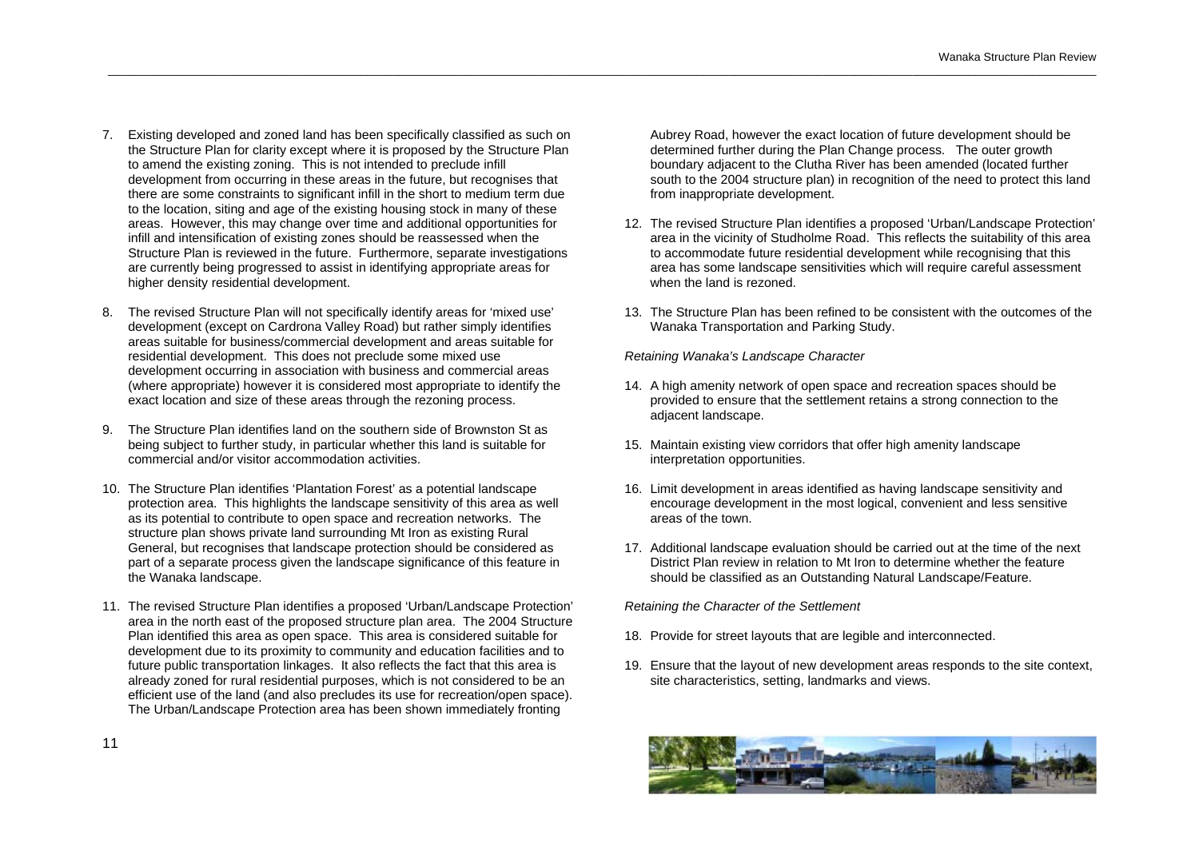7. Existing developed and zoned land has been specifically classified as such on the Structure Plan for clarity except where it is proposed by the Structure Plan to amend the existing zoning. This is not intended to preclude infill development from occurring in these areas in the future, but recognises that there are some constraints to significant infill in the short to medium term due to the location, siting and age of the existing housing stock in many of these areas. However, this may change over time and additional opportunities for infill and intensification of existing zones should be reassessed when the Structure Plan is reviewed in the future. Furthermore, separate investigations are currently being progressed to assist in identifying appropriate areas for higher density residential development.

8. The revised Structure Plan will not specifically identify areas for 'mixed use' development (except on Cardrona Valley Road) but rather simply identifies areas suitable for business/commercial development and areas suitable for residential development. This does not preclude some mixed use development occurring in association with business and commercial areas (where appropriate) however it is considered most appropriate to identify the exact location and size of these areas through the rezoning process.

9. The Structure Plan identifies land on the southern side of Brownston St as being subject to further study, in particular whether this land is suitable for commercial and/or visitor accommodation activities.

10. The Structure Plan identifies 'Plantation Forest' as a potential landscape protection area. This highlights the landscape sensitivity of this area as well as its potential to contribute to open space and recreation networks. The structure plan shows private land surrounding Mt Iron as existing Rural General, but recognises that landscape protection should be considered as part of a separate process given the landscape significance of this feature in the Wanaka landscape.

11. The revised Structure Plan identifies a proposed 'Urban/Landscape Protection' area in the north east of the proposed structure plan area. The 2004 Structure Plan identified this area as open space. This area is considered suitable for development due to its proximity to community and education facilities and to future public transportation linkages. It also reflects the fact that this area is already zoned for rural residential purposes, which is not considered to be an efficient use of the land (and also precludes its use for recreation/open space). The Urban/Landscape Protection area has been shown immediately fronting Aubrey Road, however the exact location of future development should be determined further during the Plan Change process. The outer growth boundary adjacent to the Clutha River has been amended (located further south to the 2004 structure plan) in recognition of the need to protect this land from inappropriate development.

12. The revised Structure Plan identifies a proposed 'Urban/Landscape Protection' area in the vicinity of Studholme Road. This reflects the suitability of this area to accommodate future residential development while recognising that this area has some landscape sensitivities which will require careful assessment when the land is rezoned.

13. The Structure Plan has been refined to be consistent with the outcomes of the Wanaka Transportation and Parking Study.

*Retaining Wanaka's Landscape Character*

14. A high amenity network of open space and recreation spaces should be provided to ensure that the settlement retains a strong connection to the adjacent landscape.

15. Maintain existing view corridors that offer high amenity landscape interpretation opportunities.

16. Limit development in areas identified as having landscape sensitivity and encourage development in the most logical, convenient and less sensitive areas of the town.

17. Additional landscape evaluation should be carried out at the time of the next District Plan review in relation to Mt Iron to determine whether the feature should be classified as an Outstanding Natural Landscape/Feature.

*Retaining the Character of the Settlement*

18. Provide for street layouts that are legible and interconnected.

19. Ensure that the layout of new development areas responds to the site context, site characteristics, setting, landmarks and views.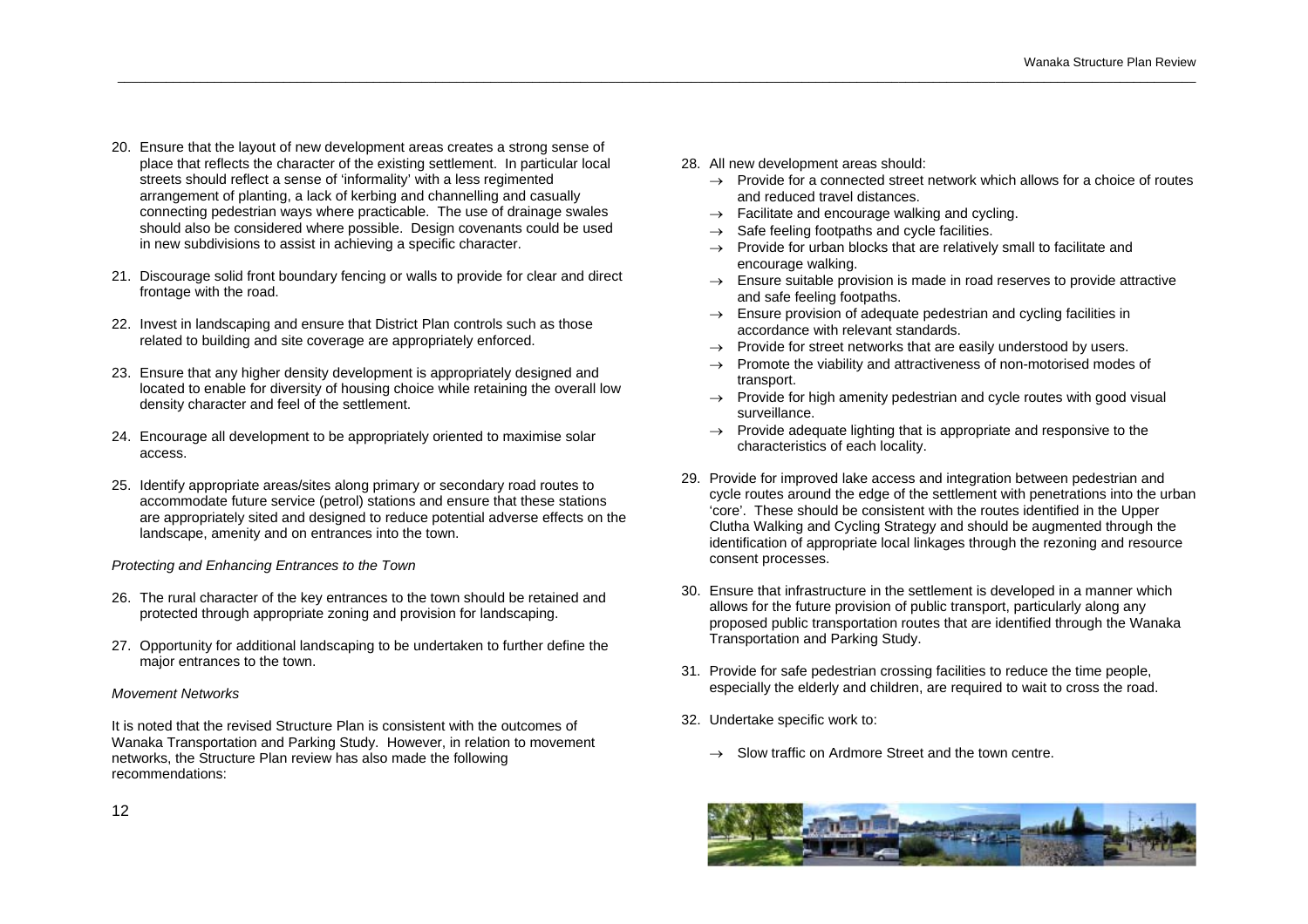20. Ensure that the layout of new development areas creates a strong sense of place that reflects the character of the existing settlement. In particular local streets should reflect a sense of 'informality' with a less regimented arrangement of planting, a lack of kerbing and channelling and casually connecting pedestrian ways where practicable. The use of drainage swales should also be considered where possible. Design covenants could be used in new subdivisions to assist in achieving a specific character.

21. Discourage solid front boundary fencing or walls to provide for clear and direct frontage with the road.

22. Invest in landscaping and ensure that District Plan controls such as those related to building and site coverage are appropriately enforced.

23. Ensure that any higher density development is appropriately designed and located to enable for diversity of housing choice while retaining the overall low density character and feel of the settlement.

24. Encourage all development to be appropriately oriented to maximise solar access.

25. Identify appropriate areas/sites along primary or secondary road routes to accommodate future service (petrol) stations and ensure that these stations are appropriately sited and designed to reduce potential adverse effects on the landscape, amenity and on entrances into the town.

*Protecting and Enhancing Entrances to the Town*

26. The rural character of the key entrances to the town should be retained and protected through appropriate zoning and provision for landscaping.

27. Opportunity for additional landscaping to be undertaken to further define the major entrances to the town.

*Movement Networks*

It is noted that the revised Structure Plan is consistent with the outcomes of Wanaka Transportation and Parking Study. However, in relation to movement networks, the Structure Plan review has also made the following recommendations:

28. All new development areas should:
    - → Provide for a connected street network which allows for a choice of routes and reduced travel distances.
    - → Facilitate and encourage walking and cycling.
    - → Safe feeling footpaths and cycle facilities.
    - → Provide for urban blocks that are relatively small to facilitate and encourage walking.
    - → Ensure suitable provision is made in road reserves to provide attractive and safe feeling footpaths.
    - → Ensure provision of adequate pedestrian and cycling facilities in accordance with relevant standards.
    - → Provide for street networks that are easily understood by users.
    - → Promote the viability and attractiveness of non-motorised modes of transport.
    - → Provide for high amenity pedestrian and cycle routes with good visual surveillance.
    - → Provide adequate lighting that is appropriate and responsive to the characteristics of each locality.

29. Provide for improved lake access and integration between pedestrian and cycle routes around the edge of the settlement with penetrations into the urban 'core'. These should be consistent with the routes identified in the Upper Clutha Walking and Cycling Strategy and should be augmented through the identification of appropriate local linkages through the rezoning and resource consent processes.

30. Ensure that infrastructure in the settlement is developed in a manner which allows for the future provision of public transport, particularly along any proposed public transportation routes that are identified through the Wanaka Transportation and Parking Study.

31. Provide for safe pedestrian crossing facilities to reduce the time people, especially the elderly and children, are required to wait to cross the road.

32. Undertake specific work to:
    - → Slow traffic on Ardmore Street and the town centre.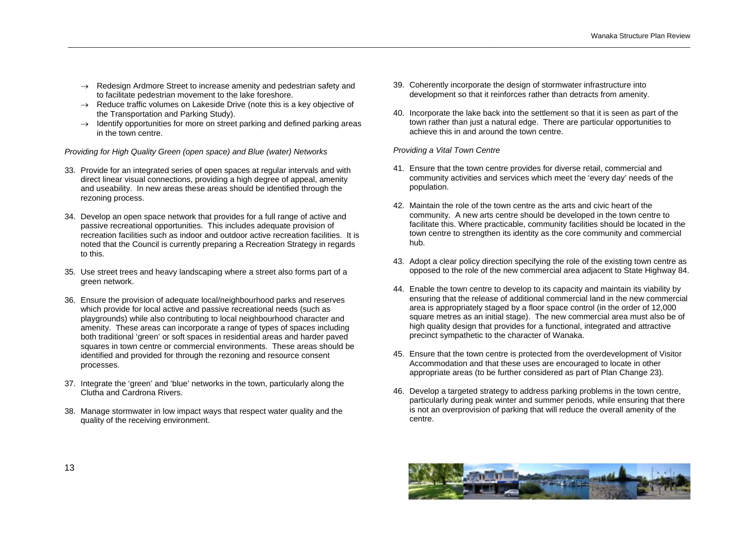- → Redesign Ardmore Street to increase amenity and pedestrian safety and to facilitate pedestrian movement to the lake foreshore.
- → Reduce traffic volumes on Lakeside Drive (note this is a key objective of the Transportation and Parking Study).
- → Identify opportunities for more on street parking and defined parking areas in the town centre.

*Providing for High Quality Green (open space) and Blue (water) Networks*

33. Provide for an integrated series of open spaces at regular intervals and with direct linear visual connections, providing a high degree of appeal, amenity and useability. In new areas these areas should be identified through the rezoning process.

34. Develop an open space network that provides for a full range of active and passive recreational opportunities. This includes adequate provision of recreation facilities such as indoor and outdoor active recreation facilities. It is noted that the Council is currently preparing a Recreation Strategy in regards to this.

35. Use street trees and heavy landscaping where a street also forms part of a green network.

36. Ensure the provision of adequate local/neighbourhood parks and reserves which provide for local active and passive recreational needs (such as playgrounds) while also contributing to local neighbourhood character and amenity. These areas can incorporate a range of types of spaces including both traditional 'green' or soft spaces in residential areas and harder paved squares in town centre or commercial environments. These areas should be identified and provided for through the rezoning and resource consent processes.

37. Integrate the 'green' and 'blue' networks in the town, particularly along the Clutha and Cardrona Rivers.

38. Manage stormwater in low impact ways that respect water quality and the quality of the receiving environment.

39. Coherently incorporate the design of stormwater infrastructure into development so that it reinforces rather than detracts from amenity.

40. Incorporate the lake back into the settlement so that it is seen as part of the town rather than just a natural edge. There are particular opportunities to achieve this in and around the town centre.

*Providing a Vital Town Centre*

41. Ensure that the town centre provides for diverse retail, commercial and community activities and services which meet the 'every day' needs of the population.

42. Maintain the role of the town centre as the arts and civic heart of the community. A new arts centre should be developed in the town centre to facilitate this. Where practicable, community facilities should be located in the town centre to strengthen its identity as the core community and commercial hub.

43. Adopt a clear policy direction specifying the role of the existing town centre as opposed to the role of the new commercial area adjacent to State Highway 84.

44. Enable the town centre to develop to its capacity and maintain its viability by ensuring that the release of additional commercial land in the new commercial area is appropriately staged by a floor space control (in the order of 12,000 square metres as an initial stage). The new commercial area must also be of high quality design that provides for a functional, integrated and attractive precinct sympathetic to the character of Wanaka.

45. Ensure that the town centre is protected from the overdevelopment of Visitor Accommodation and that these uses are encouraged to locate in other appropriate areas (to be further considered as part of Plan Change 23).

46. Develop a targeted strategy to address parking problems in the town centre, particularly during peak winter and summer periods, while ensuring that there is not an overprovision of parking that will reduce the overall amenity of the centre.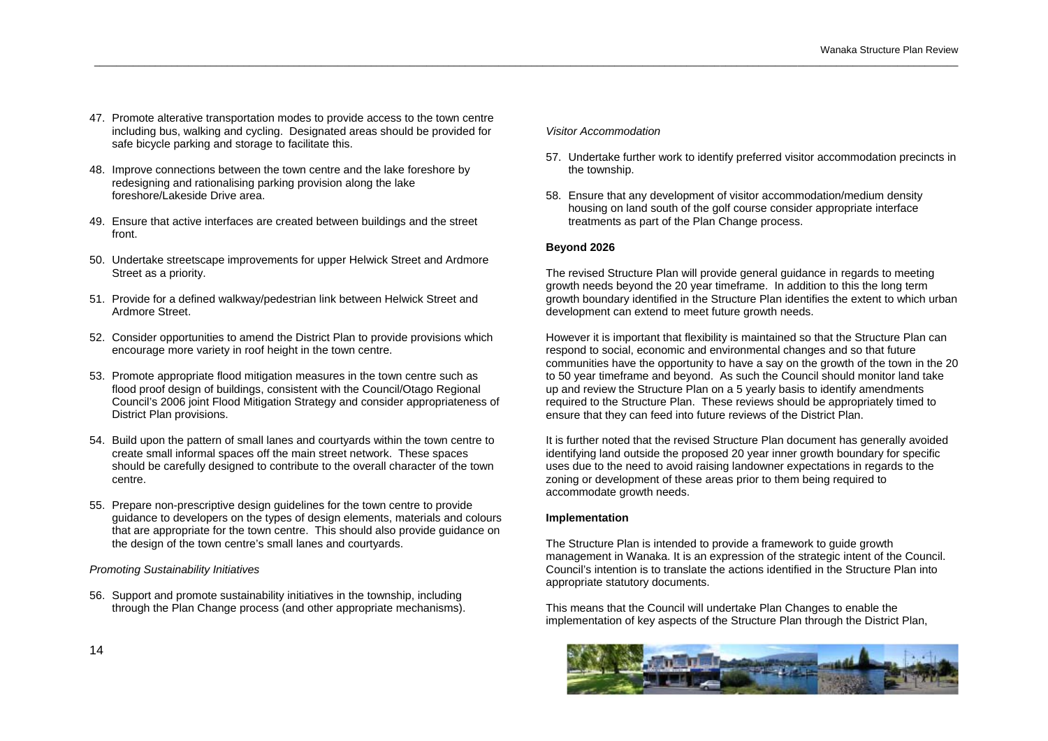47. Promote alterative transportation modes to provide access to the town centre including bus, walking and cycling. Designated areas should be provided for safe bicycle parking and storage to facilitate this.

48. Improve connections between the town centre and the lake foreshore by redesigning and rationalising parking provision along the lake foreshore/Lakeside Drive area.

49. Ensure that active interfaces are created between buildings and the street front.

50. Undertake streetscape improvements for upper Helwick Street and Ardmore Street as a priority.

51. Provide for a defined walkway/pedestrian link between Helwick Street and Ardmore Street.

52. Consider opportunities to amend the District Plan to provide provisions which encourage more variety in roof height in the town centre.

53. Promote appropriate flood mitigation measures in the town centre such as flood proof design of buildings, consistent with the Council/Otago Regional Council's 2006 joint Flood Mitigation Strategy and consider appropriateness of District Plan provisions.

54. Build upon the pattern of small lanes and courtyards within the town centre to create small informal spaces off the main street network. These spaces should be carefully designed to contribute to the overall character of the town centre.

55. Prepare non-prescriptive design guidelines for the town centre to provide guidance to developers on the types of design elements, materials and colours that are appropriate for the town centre. This should also provide guidance on the design of the town centre's small lanes and courtyards.

*Promoting Sustainability Initiatives*

56. Support and promote sustainability initiatives in the township, including through the Plan Change process (and other appropriate mechanisms).

*Visitor Accommodation*

57. Undertake further work to identify preferred visitor accommodation precincts in the township.

58. Ensure that any development of visitor accommodation/medium density housing on land south of the golf course consider appropriate interface treatments as part of the Plan Change process.

**Beyond 2026**

The revised Structure Plan will provide general guidance in regards to meeting growth needs beyond the 20 year timeframe. In addition to this the long term growth boundary identified in the Structure Plan identifies the extent to which urban development can extend to meet future growth needs.

However it is important that flexibility is maintained so that the Structure Plan can respond to social, economic and environmental changes and so that future communities have the opportunity to have a say on the growth of the town in the 20 to 50 year timeframe and beyond. As such the Council should monitor land take up and review the Structure Plan on a 5 yearly basis to identify amendments required to the Structure Plan. These reviews should be appropriately timed to ensure that they can feed into future reviews of the District Plan.

It is further noted that the revised Structure Plan document has generally avoided identifying land outside the proposed 20 year inner growth boundary for specific uses due to the need to avoid raising landowner expectations in regards to the zoning or development of these areas prior to them being required to accommodate growth needs.

**Implementation**

The Structure Plan is intended to provide a framework to guide growth management in Wanaka. It is an expression of the strategic intent of the Council. Council's intention is to translate the actions identified in the Structure Plan into appropriate statutory documents.

This means that the Council will undertake Plan Changes to enable the implementation of key aspects of the Structure Plan through the District Plan,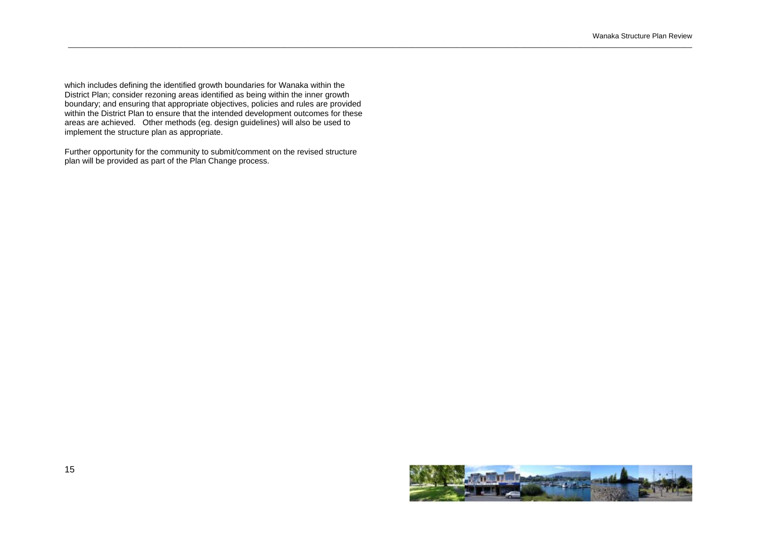which includes defining the identified growth boundaries for Wanaka within the District Plan; consider rezoning areas identified as being within the inner growth boundary; and ensuring that appropriate objectives, policies and rules are provided within the District Plan to ensure that the intended development outcomes for these areas are achieved. Other methods (eg. design guidelines) will also be used to implement the structure plan as appropriate.

Further opportunity for the community to submit/comment on the revised structure plan will be provided as part of the Plan Change process.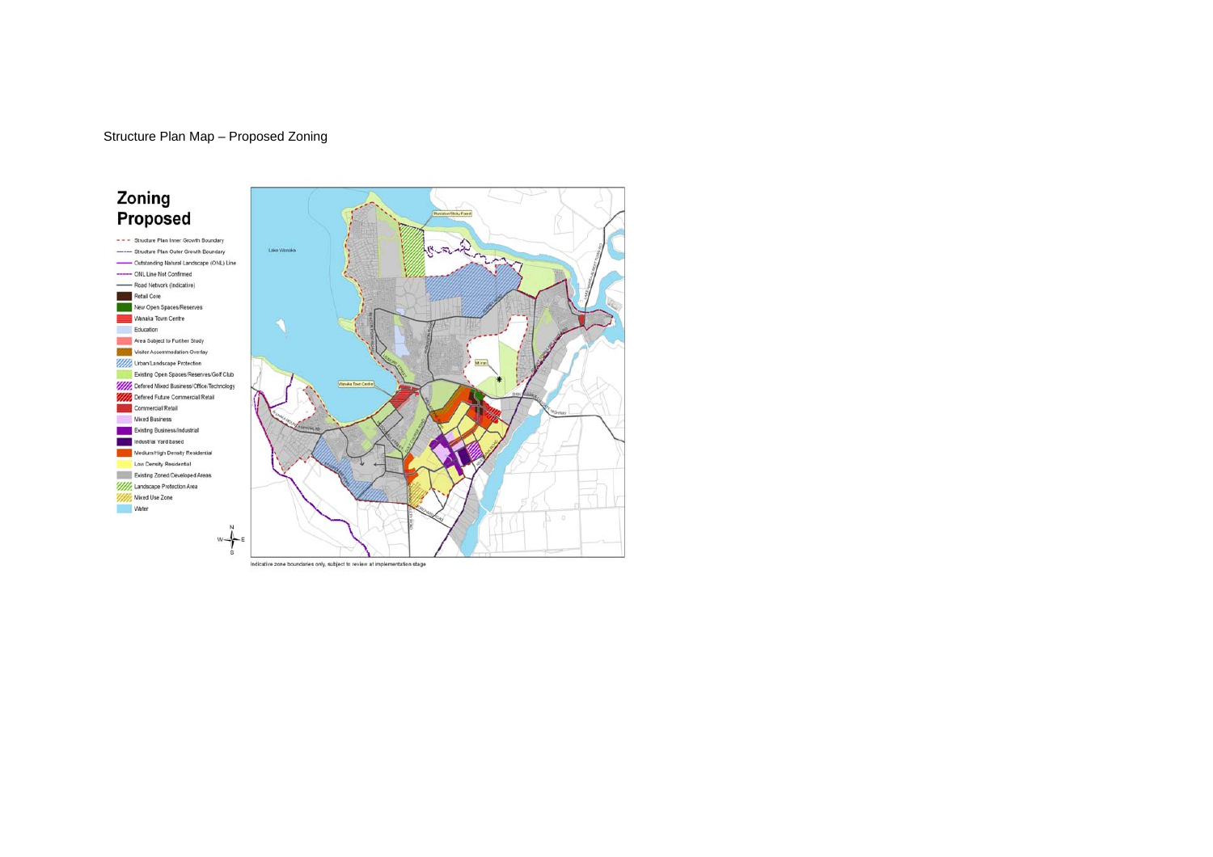Structure Plan Map – Proposed Zoning

**Zoning**
**Proposed**

Structure Plan Inner Growth Boundary
Structure Plan Outer Growth Boundary
Outstanding Natural Landscape (ONL) Line
ONL Line Not Confirmed
Road Network (Indicative)
Retail Core
New Open Spaces/Reserves
Wanaka Town Centre
Education
Area Subject to Further Study
Visitor Accommodation Overlay
Urban/Landscape Protection
Existing Open Spaces/Reserves/Golf Club
Defered Mixed Business/Office/Technology
Defered Future Commercial/Retail
Commercial/Retail
Mixed Business
Existing Business/Industrial
Industrial Yard based
Medium/High Density Residential
Low Density Residential
Existing Zoned/Developed Areas
Landscape Protection Area
Mixed Use Zone
Water

Lake Wanaka
Wanaka Town Centre
Mt Iron

Indicative zone boundaries only, subject to review at implementation stage